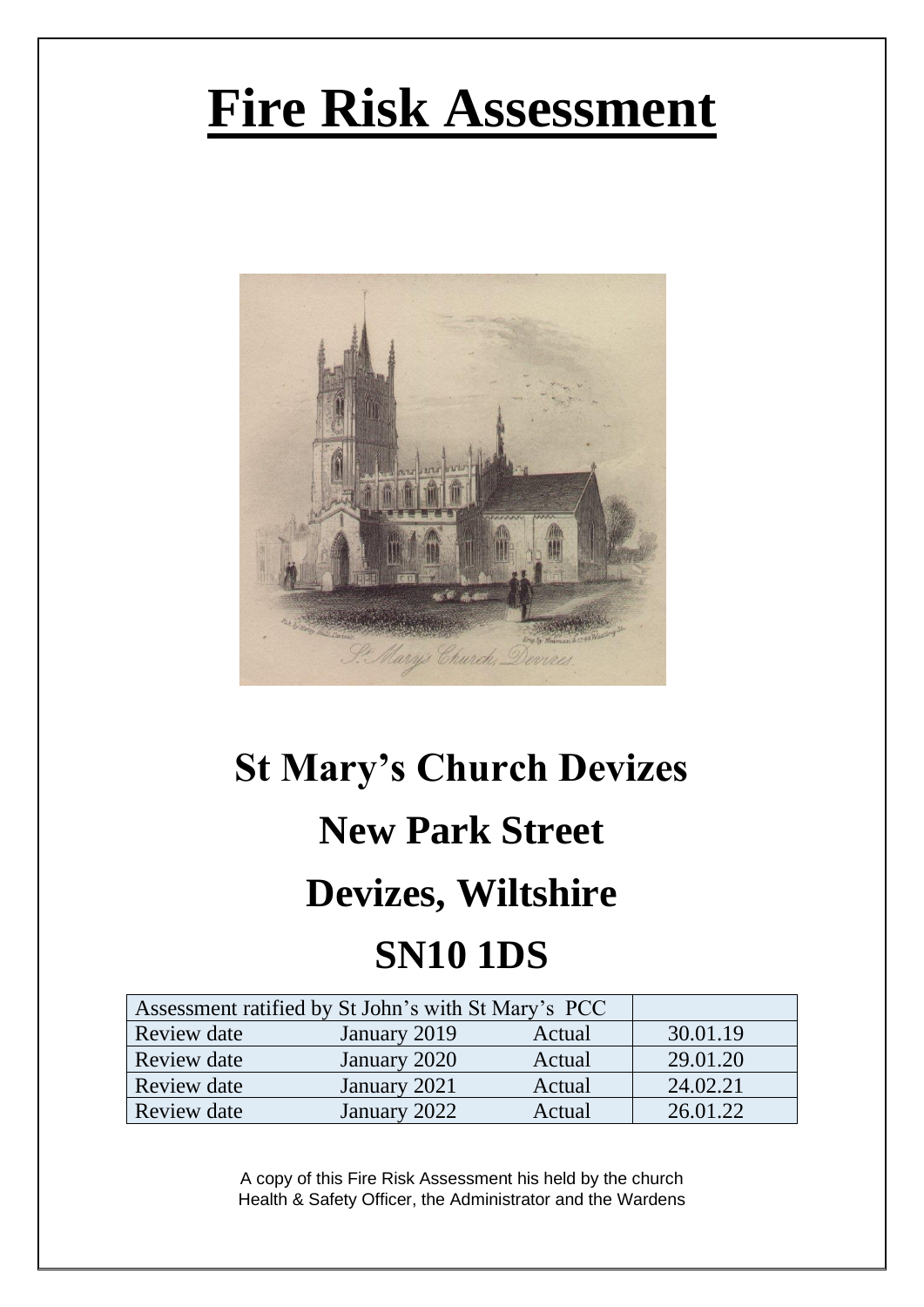# Fire Risk Assessment

## St Mary's Church Devizes

## New Park Street

## Devizes, Wiltshire

## SN10 1DS

| Assessment ratified by St John's with St Mary's PCC | | | |
|---|---|---|---|
| Review date | January 2019 | Actual | 30.01.19 |
| Review date | January 2020 | Actual | 29.01.20 |
| Review date | January 2021 | Actual | 24.02.21 |
| Review date | January 2022 | Actual | 26.01.22 |

A copy of this Fire Risk Assessment his held by the church Health & Safety Officer, the Administrator and the Wardens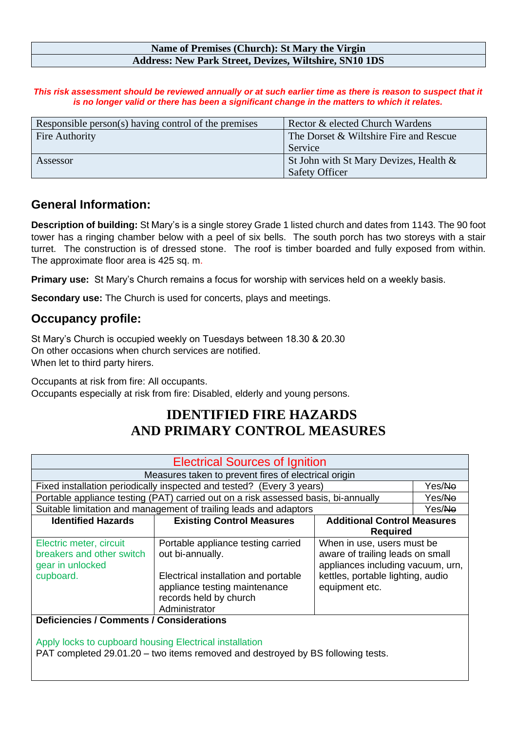| Name of Premises (Church): St Mary the Virgin |
|---|
| Address: New Park Street, Devizes, Wiltshire, SN10 1DS |

***This risk assessment should be reviewed annually or at such earlier time as there is reason to suspect that it is no longer valid or there has been a significant change in the matters to which it relates.***

| | |
|---|---|
| Responsible person(s) having control of the premises | Rector & elected Church Wardens |
| Fire Authority | The Dorset & Wiltshire Fire and Rescue Service |
| Assessor | St John with St Mary Devizes, Health & Safety Officer |

## General Information:

**Description of building:** St Mary's is a single storey Grade 1 listed church and dates from 1143. The 90 foot tower has a ringing chamber below with a peel of six bells. The south porch has two storeys with a stair turret. The construction is of dressed stone. The roof is timber boarded and fully exposed from within. The approximate floor area is 425 sq. m.

**Primary use:** St Mary's Church remains a focus for worship with services held on a weekly basis.

**Secondary use:** The Church is used for concerts, plays and meetings.

## Occupancy profile:

St Mary's Church is occupied weekly on Tuesdays between 18.30 & 20.30
On other occasions when church services are notified.
When let to third party hirers.

Occupants at risk from fire: All occupants.
Occupants especially at risk from fire: Disabled, elderly and young persons.

# IDENTIFIED FIRE HAZARDS AND PRIMARY CONTROL MEASURES

| Electrical Sources of Ignition | | | |
|---|---|---|---|
| Measures taken to prevent fires of electrical origin | | | |
| Fixed installation periodically inspected and tested? (Every 3 years) | | | Yes/~~No~~ |
| Portable appliance testing (PAT) carried out on a risk assessed basis, bi-annually | | | Yes/~~No~~ |
| Suitable limitation and management of trailing leads and adaptors | | | Yes/~~No~~ |
| **Identified Hazards** | **Existing Control Measures** | **Additional Control Measures Required** | |
| Electric meter, circuit breakers and other switch gear in unlocked cupboard. | Portable appliance testing carried out bi-annually.<br><br>Electrical installation and portable appliance testing maintenance records held by church Administrator | When in use, users must be aware of trailing leads on small appliances including vacuum, urn, kettles, portable lighting, audio equipment etc. | |
| **Deficiencies / Comments / Considerations**<br><br>Apply locks to cupboard housing Electrical installation<br>PAT completed 29.01.20 – two items removed and destroyed by BS following tests. | | | |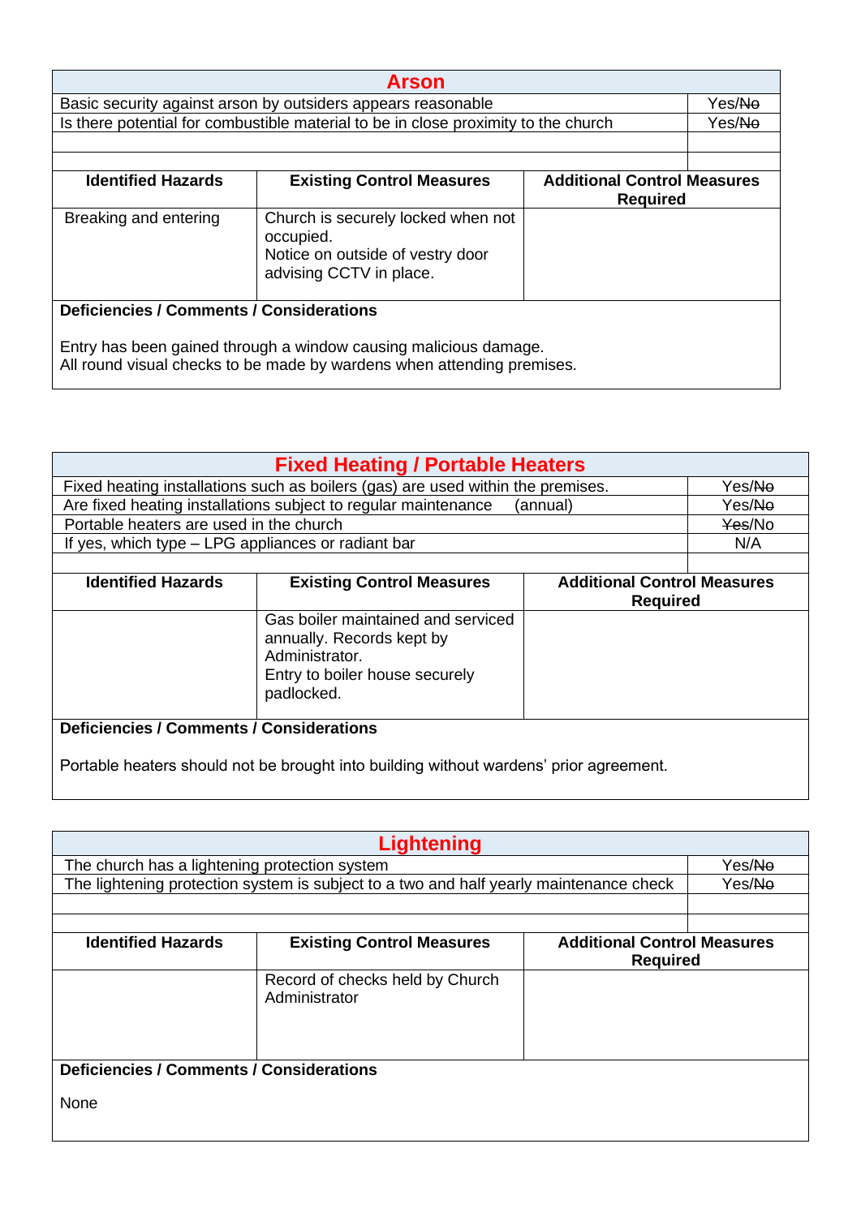## Arson

| Basic security against arson by outsiders appears reasonable | Yes/~~No~~ |
|---|---|
| Is there potential for combustible material to be in close proximity to the church | Yes/~~No~~ |
| | |
| | |

| Identified Hazards | Existing Control Measures | Additional Control Measures Required |
|---|---|---|
| Breaking and entering | Church is securely locked when not occupied. Notice on outside of vestry door advising CCTV in place. | |

**Deficiencies / Comments / Considerations**

Entry has been gained through a window causing malicious damage.
All round visual checks to be made by wardens when attending premises.

## Fixed Heating / Portable Heaters

| Fixed heating installations such as boilers (gas) are used within the premises. | Yes/~~No~~ |
|---|---|
| Are fixed heating installations subject to regular maintenance (annual) | Yes/~~No~~ |
| Portable heaters are used in the church | ~~Yes~~/No |
| If yes, which type – LPG appliances or radiant bar | N/A |
| | |

| Identified Hazards | Existing Control Measures | Additional Control Measures Required |
|---|---|---|
| | Gas boiler maintained and serviced annually. Records kept by Administrator. Entry to boiler house securely padlocked. | |

**Deficiencies / Comments / Considerations**

Portable heaters should not be brought into building without wardens' prior agreement.

## Lightening

| The church has a lightening protection system | Yes/~~No~~ |
|---|---|
| The lightening protection system is subject to a two and half yearly maintenance check | Yes/~~No~~ |
| | |
| | |

| Identified Hazards | Existing Control Measures | Additional Control Measures Required |
|---|---|---|
| | Record of checks held by Church Administrator | |

**Deficiencies / Comments / Considerations**

None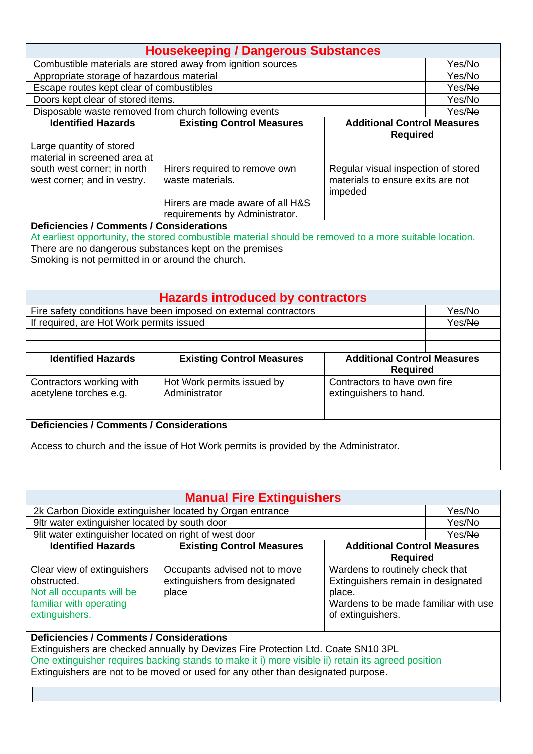## Housekeeping / Dangerous Substances

| Item | Response |
|---|---|
| Combustible materials are stored away from ignition sources | ~~Yes~~/No |
| Appropriate storage of hazardous material | ~~Yes~~/No |
| Escape routes kept clear of combustibles | Yes/~~No~~ |
| Doors kept clear of stored items. | Yes/~~No~~ |
| Disposable waste removed from church following events | Yes/~~No~~ |

| Identified Hazards | Existing Control Measures | Additional Control Measures Required |
|---|---|---|
| Large quantity of stored material in screened area at south west corner; in north west corner; and in vestry. | Hirers required to remove own waste materials.<br><br>Hirers are made aware of all H&S requirements by Administrator. | Regular visual inspection of stored materials to ensure exits are not impeded |

**Deficiencies / Comments / Considerations**

At earliest opportunity, the stored combustible material should be removed to a more suitable location.
There are no dangerous substances kept on the premises
Smoking is not permitted in or around the church.

## Hazards introduced by contractors

| Item | Response |
|---|---|
| Fire safety conditions have been imposed on external contractors | Yes/~~No~~ |
| If required, are Hot Work permits issued | Yes/~~No~~ |

| Identified Hazards | Existing Control Measures | Additional Control Measures Required |
|---|---|---|
| Contractors working with acetylene torches e.g. | Hot Work permits issued by Administrator | Contractors to have own fire extinguishers to hand. |

**Deficiencies / Comments / Considerations**

Access to church and the issue of Hot Work permits is provided by the Administrator.

## Manual Fire Extinguishers

| Item | Response |
|---|---|
| 2k Carbon Dioxide extinguisher located by Organ entrance | Yes/~~No~~ |
| 9ltr water extinguisher located by south door | Yes/~~No~~ |
| 9lit water extinguisher located on right of west door | Yes/~~No~~ |

| Identified Hazards | Existing Control Measures | Additional Control Measures Required |
|---|---|---|
| Clear view of extinguishers obstructed.<br>Not all occupants will be familiar with operating extinguishers. | Occupants advised not to move extinguishers from designated place | Wardens to routinely check that Extinguishers remain in designated place.<br>Wardens to be made familiar with use of extinguishers. |

**Deficiencies / Comments / Considerations**

Extinguishers are checked annually by Devizes Fire Protection Ltd. Coate SN10 3PL
One extinguisher requires backing stands to make it i) more visible ii) retain its agreed position
Extinguishers are not to be moved or used for any other than designated purpose.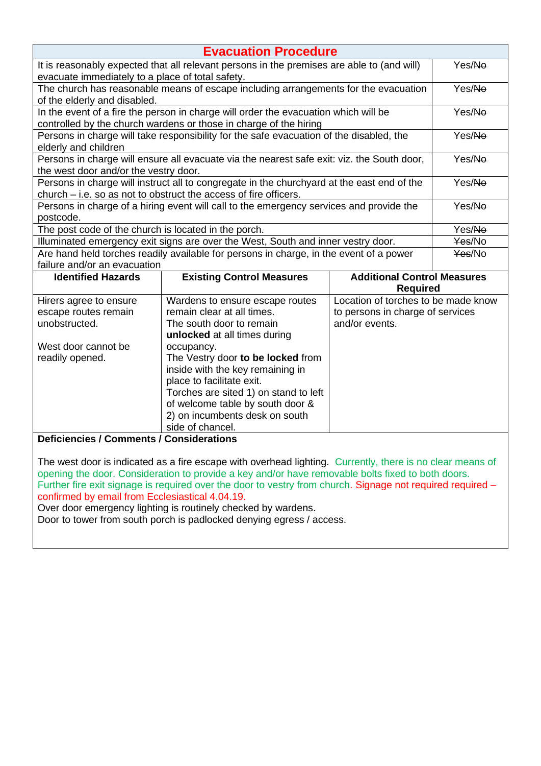## Evacuation Procedure

| | |
|---|---|
| It is reasonably expected that all relevant persons in the premises are able to (and will) evacuate immediately to a place of total safety. | Yes/~~No~~ |
| The church has reasonable means of escape including arrangements for the evacuation of the elderly and disabled. | Yes/~~No~~ |
| In the event of a fire the person in charge will order the evacuation which will be controlled by the church wardens or those in charge of the hiring | Yes/~~No~~ |
| Persons in charge will take responsibility for the safe evacuation of the disabled, the elderly and children | Yes/~~No~~ |
| Persons in charge will ensure all evacuate via the nearest safe exit: viz. the South door, the west door and/or the vestry door. | Yes/~~No~~ |
| Persons in charge will instruct all to congregate in the churchyard at the east end of the church – i.e. so as not to obstruct the access of fire officers. | Yes/~~No~~ |
| Persons in charge of a hiring event will call to the emergency services and provide the postcode. | Yes/~~No~~ |
| The post code of the church is located in the porch. | Yes/~~No~~ |
| Illuminated emergency exit signs are over the West, South and inner vestry door. | ~~Yes~~/No |
| Are hand held torches readily available for persons in charge, in the event of a power failure and/or an evacuation | ~~Yes~~/No |

| Identified Hazards | Existing Control Measures | Additional Control Measures Required |
|---|---|---|
| Hirers agree to ensure escape routes remain unobstructed.<br><br>West door cannot be readily opened. | Wardens to ensure escape routes remain clear at all times.<br>The south door to remain **unlocked** at all times during occupancy.<br>The Vestry door **to be locked** from inside with the key remaining in place to facilitate exit.<br>Torches are sited 1) on stand to left of welcome table by south door & 2) on incumbents desk on south side of chancel. | Location of torches to be made know to persons in charge of services and/or events. |

**Deficiencies / Comments / Considerations**

The west door is indicated as a fire escape with overhead lighting. Currently, there is no clear means of opening the door. Consideration to provide a key and/or have removable bolts fixed to both doors. Further fire exit signage is required over the door to vestry from church. Signage not required required – confirmed by email from Ecclesiastical 4.04.19.
Over door emergency lighting is routinely checked by wardens.
Door to tower from south porch is padlocked denying egress / access.